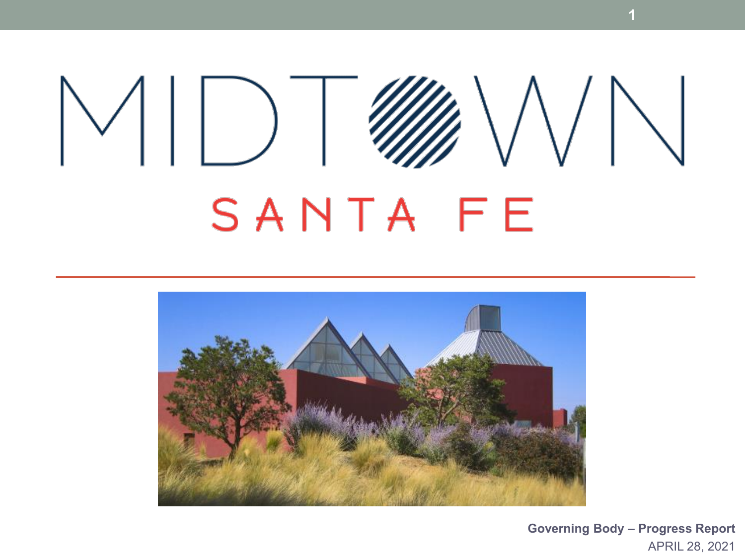# MIDTOWN

## SANTA FE

**Governing Body – Progress Report**

APRIL 28, 2021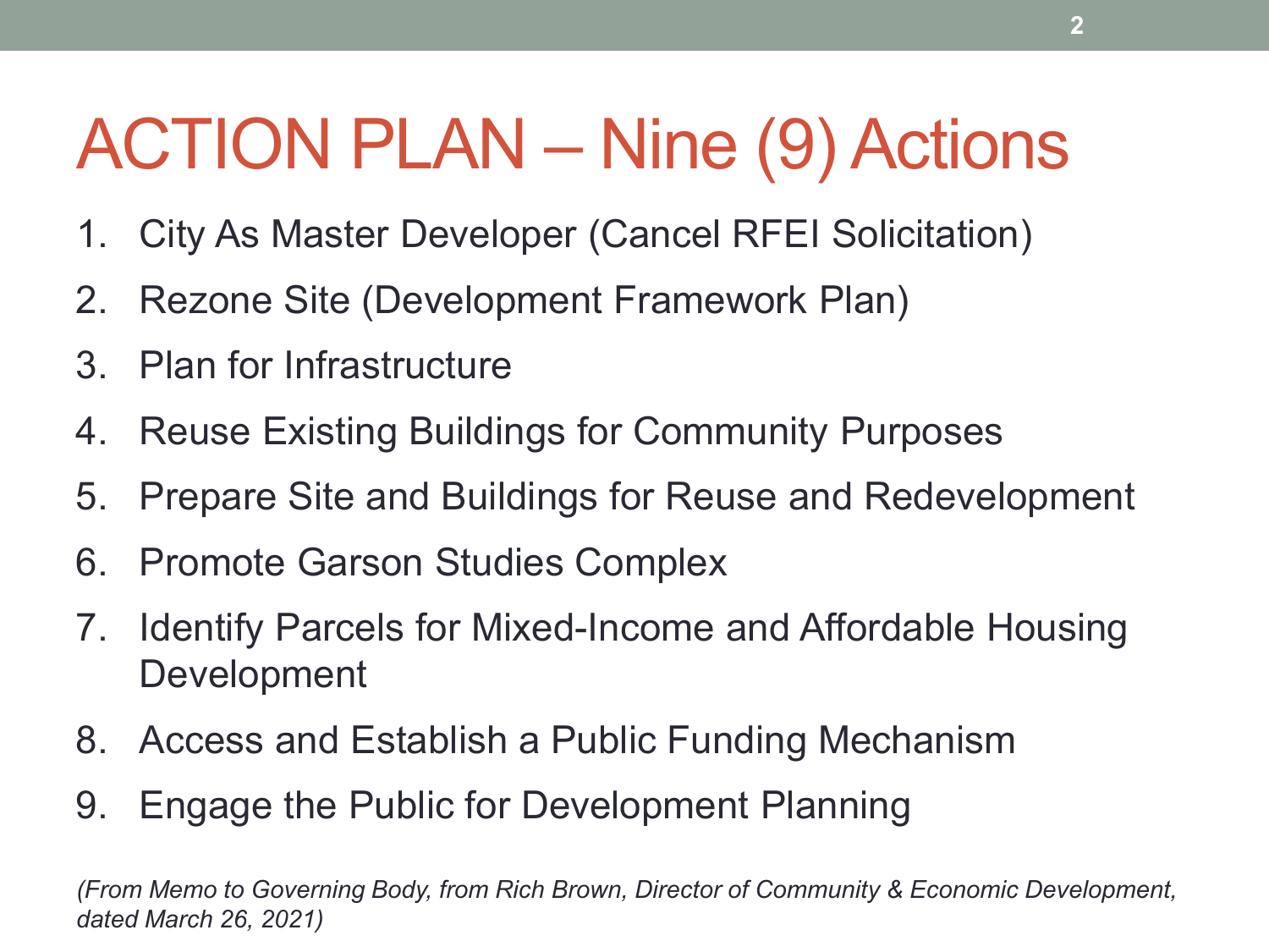# ACTION PLAN – Nine (9) Actions

1. City As Master Developer (Cancel RFEI Solicitation)
2. Rezone Site (Development Framework Plan)
3. Plan for Infrastructure
4. Reuse Existing Buildings for Community Purposes
5. Prepare Site and Buildings for Reuse and Redevelopment
6. Promote Garson Studies Complex
7. Identify Parcels for Mixed-Income and Affordable Housing Development
8. Access and Establish a Public Funding Mechanism
9. Engage the Public for Development Planning

*(From Memo to Governing Body, from Rich Brown, Director of Community & Economic Development, dated March 26, 2021)*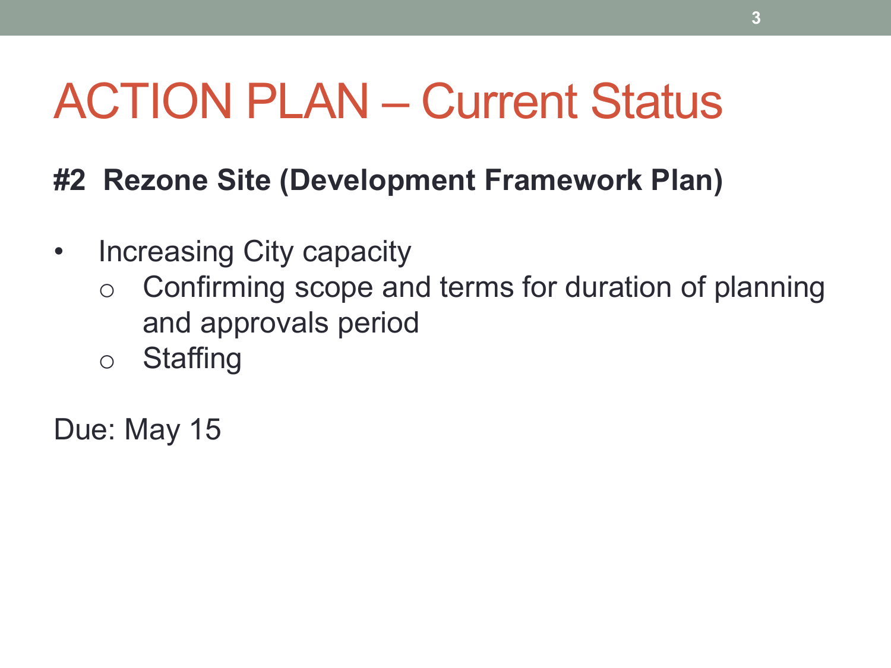# ACTION PLAN – Current Status

**#2 Rezone Site (Development Framework Plan)**

- Increasing City capacity
  - Confirming scope and terms for duration of planning and approvals period
  - Staffing

Due: May 15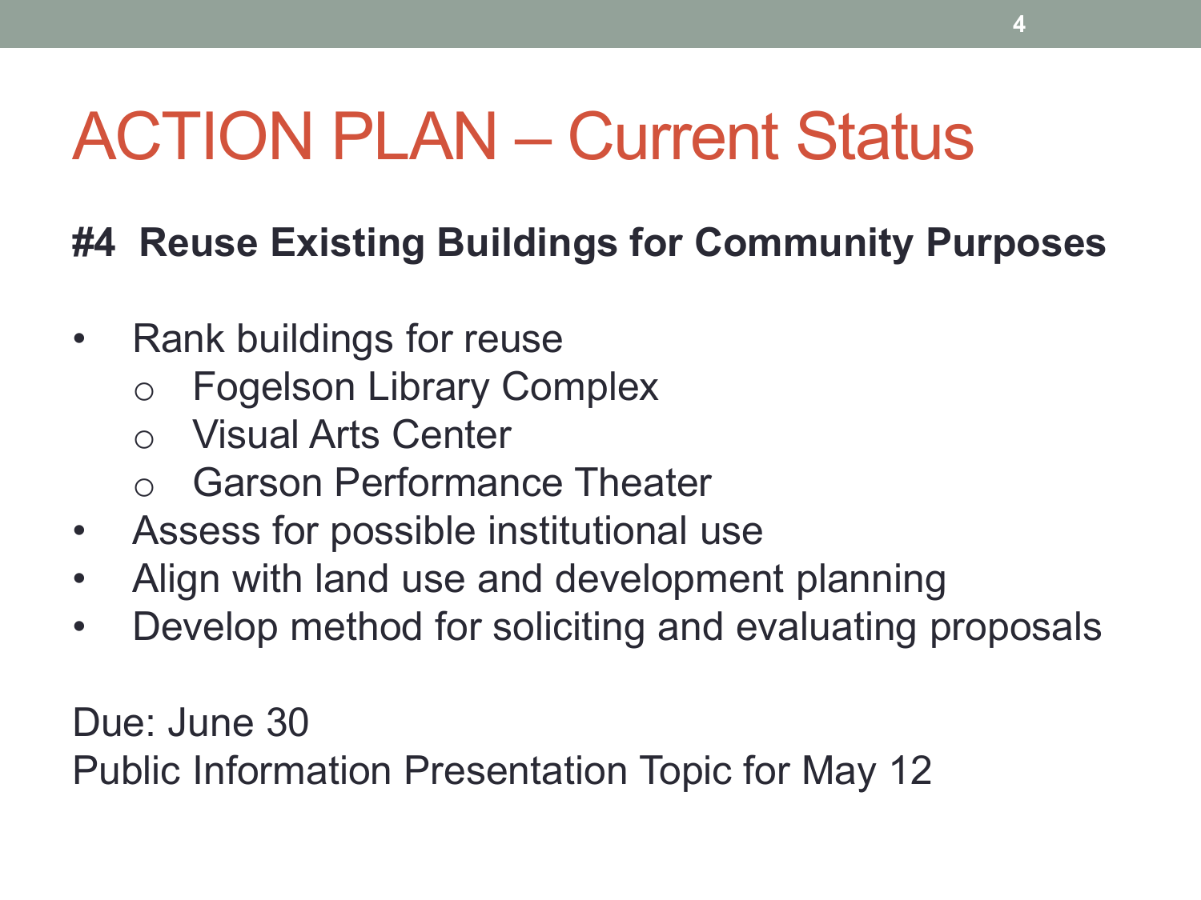# ACTION PLAN – Current Status

**#4 Reuse Existing Buildings for Community Purposes**

- Rank buildings for reuse
  - Fogelson Library Complex
  - Visual Arts Center
  - Garson Performance Theater
- Assess for possible institutional use
- Align with land use and development planning
- Develop method for soliciting and evaluating proposals

Due: June 30

Public Information Presentation Topic for May 12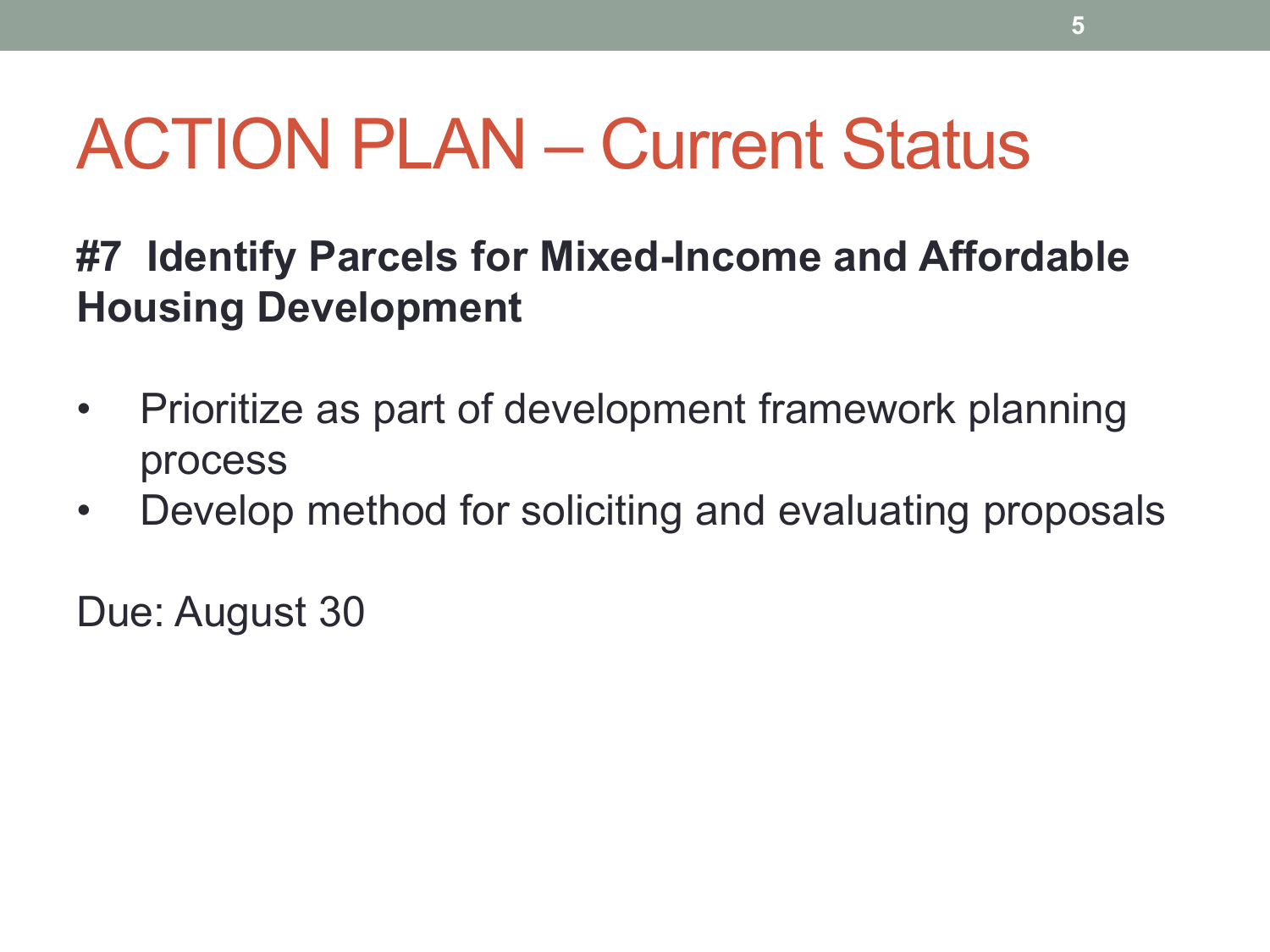# ACTION PLAN – Current Status

**#7 Identify Parcels for Mixed-Income and Affordable Housing Development**

- Prioritize as part of development framework planning process
- Develop method for soliciting and evaluating proposals

Due: August 30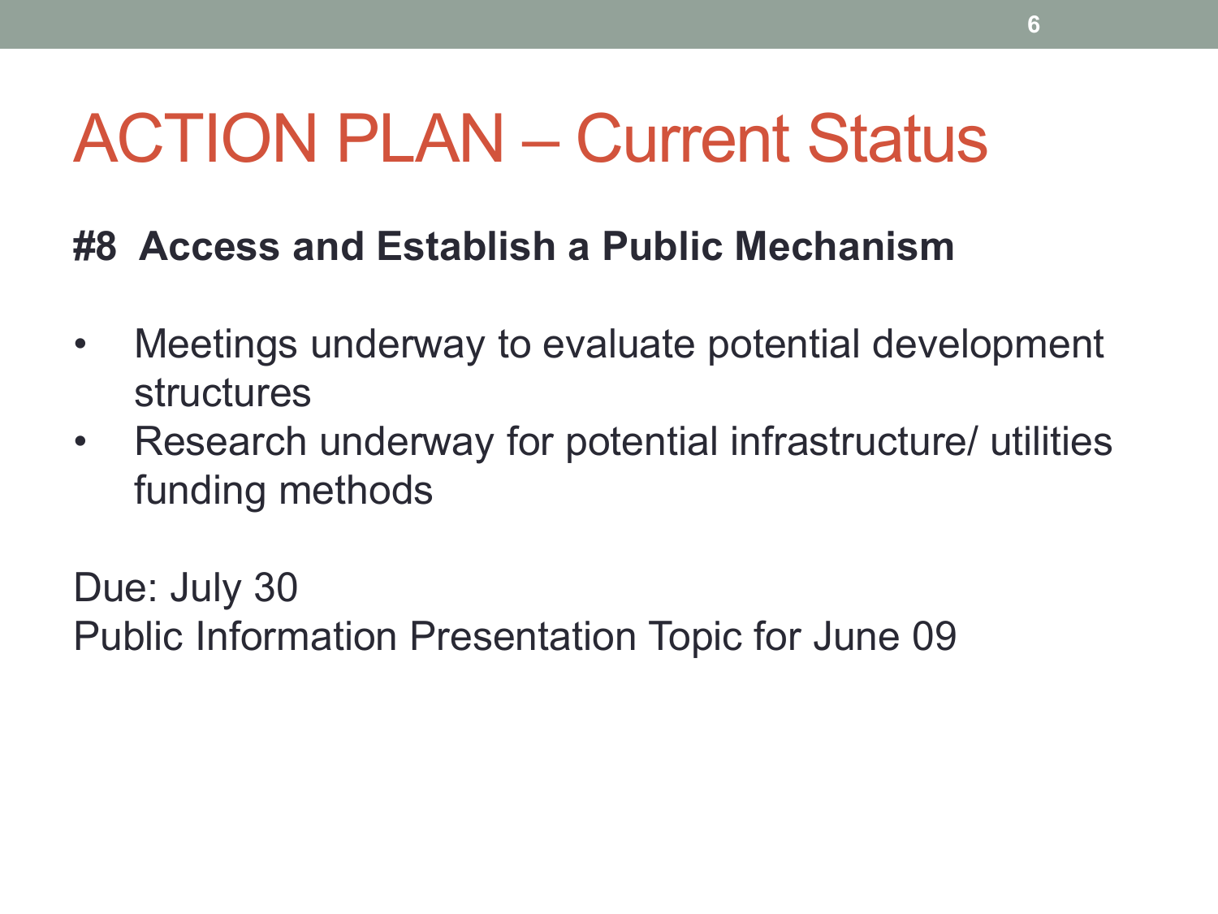# ACTION PLAN – Current Status

**#8 Access and Establish a Public Mechanism**

- Meetings underway to evaluate potential development structures
- Research underway for potential infrastructure/ utilities funding methods

Due: July 30
Public Information Presentation Topic for June 09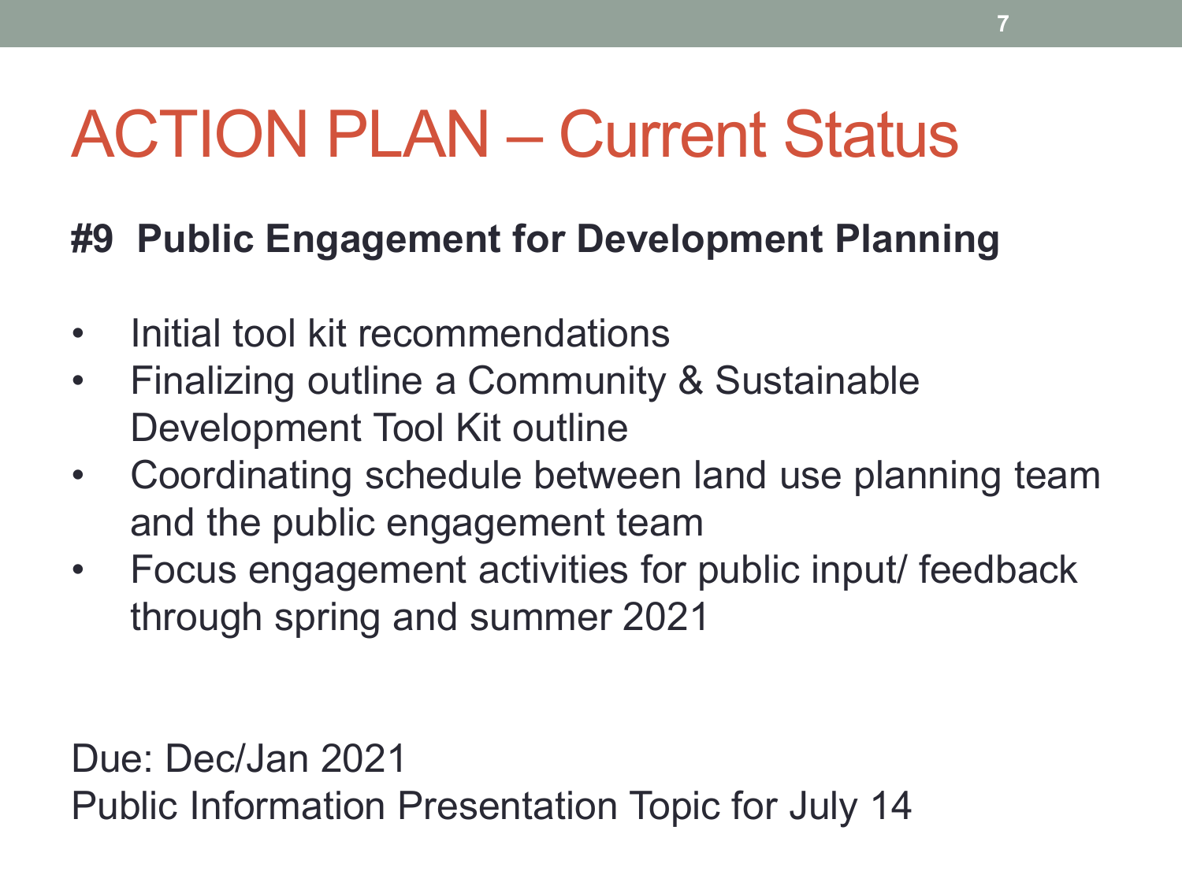# ACTION PLAN – Current Status

**#9 Public Engagement for Development Planning**

- Initial tool kit recommendations
- Finalizing outline a Community & Sustainable Development Tool Kit outline
- Coordinating schedule between land use planning team and the public engagement team
- Focus engagement activities for public input/ feedback through spring and summer 2021

Due: Dec/Jan 2021
Public Information Presentation Topic for July 14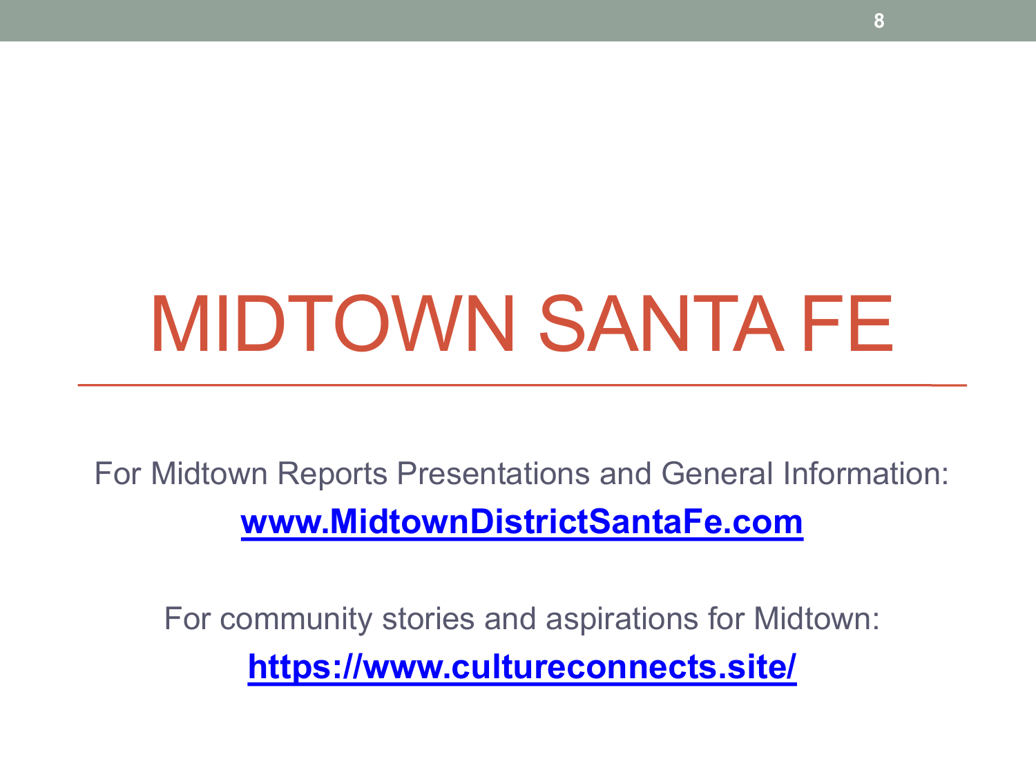# MIDTOWN SANTA FE

For Midtown Reports Presentations and General Information:

**www.MidtownDistrictSantaFe.com**

For community stories and aspirations for Midtown:

**https://www.cultureconnects.site/**